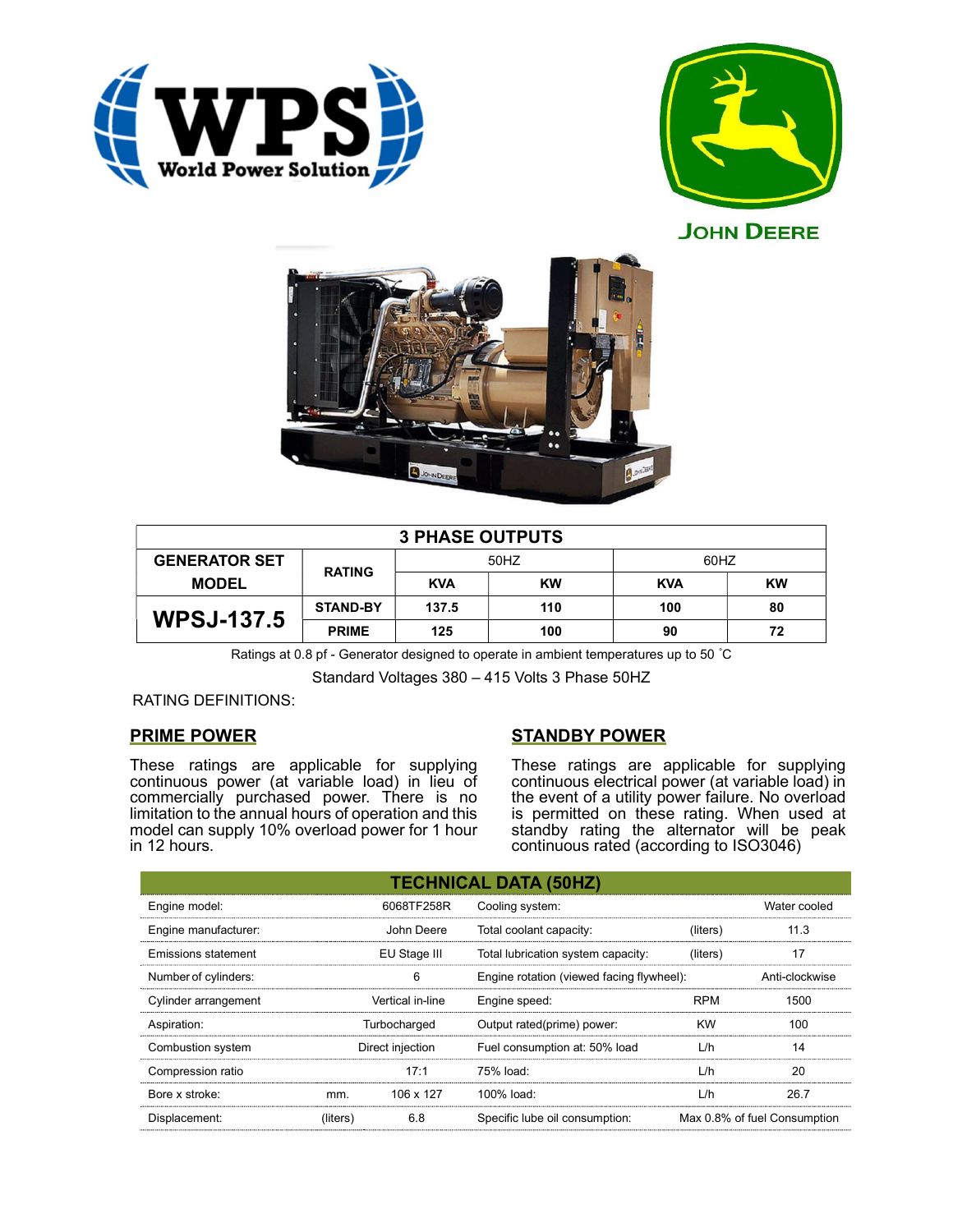## 3 PHASE OUTPUTS

| GENERATOR SET MODEL | RATING | 50HZ | | 60HZ | |
|---|---|---|---|---|---|
| | | KVA | KW | KVA | KW |
| WPSJ-137.5 | STAND-BY | 137.5 | 110 | 100 | 80 |
| | PRIME | 125 | 100 | 90 | 72 |

Ratings at 0.8 pf - Generator designed to operate in ambient temperatures up to 50 ˚C

Standard Voltages 380 – 415 Volts 3 Phase 50HZ

RATING DEFINITIONS:

### PRIME POWER

These ratings are applicable for supplying continuous power (at variable load) in lieu of commercially purchased power. There is no limitation to the annual hours of operation and this model can supply 10% overload power for 1 hour in 12 hours.

### STANDBY POWER

These ratings are applicable for supplying continuous electrical power (at variable load) in the event of a utility power failure. No overload is permitted on these rating. When used at standby rating the alternator will be peak continuous rated (according to ISO3046)

## TECHNICAL DATA (50HZ)

| | | | | | |
|---|---|---|---|---|---|
| Engine model: | | 6068TF258R | Cooling system: | | Water cooled |
| Engine manufacturer: | | John Deere | Total coolant capacity: | (liters) | 11.3 |
| Emissions statement | | EU Stage III | Total lubrication system capacity: | (liters) | 17 |
| Number of cylinders: | | 6 | Engine rotation (viewed facing flywheel): | | Anti-clockwise |
| Cylinder arrangement | | Vertical in-line | Engine speed: | RPM | 1500 |
| Aspiration: | | Turbocharged | Output rated(prime) power: | KW | 100 |
| Combustion system | | Direct injection | Fuel consumption at: 50% load | L/h | 14 |
| Compression ratio | | 17:1 | 75% load: | L/h | 20 |
| Bore x stroke: | mm. | 106 x 127 | 100% load: | L/h | 26.7 |
| Displacement: | (liters) | 6.8 | Specific lube oil consumption: | | Max 0.8% of fuel Consumption |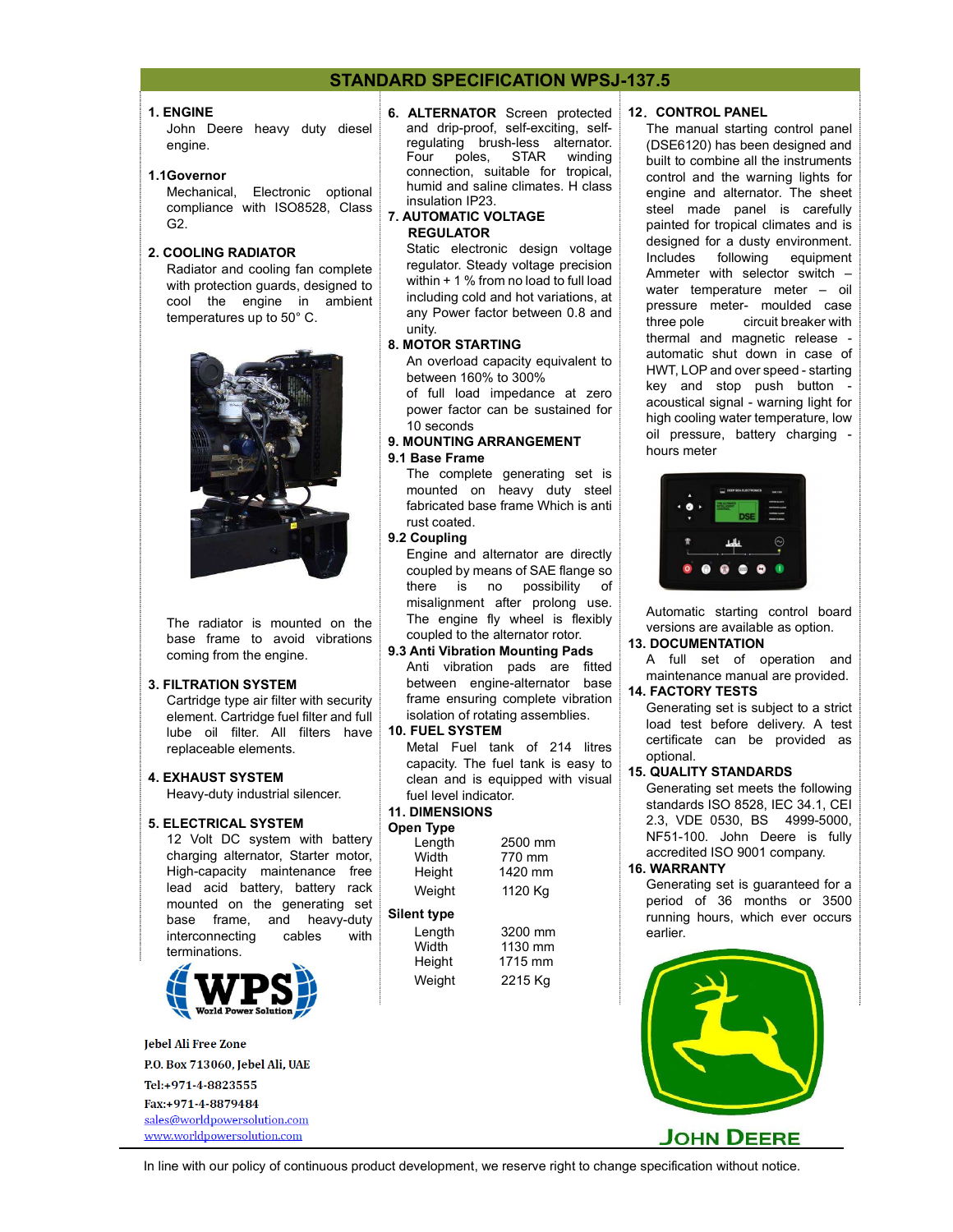# STANDARD SPECIFICATION WPSJ-137.5

## 1. ENGINE

John Deere heavy duty diesel engine.

### 1.1 Governor

Mechanical, Electronic optional compliance with ISO8528, Class G2.

## 2. COOLING RADIATOR

Radiator and cooling fan complete with protection guards, designed to cool the engine in ambient temperatures up to 50° C.

The radiator is mounted on the base frame to avoid vibrations coming from the engine.

## 3. FILTRATION SYSTEM

Cartridge type air filter with security element. Cartridge fuel filter and full lube oil filter. All filters have replaceable elements.

## 4. EXHAUST SYSTEM

Heavy-duty industrial silencer.

## 5. ELECTRICAL SYSTEM

12 Volt DC system with battery charging alternator, Starter motor, High-capacity maintenance free lead acid battery, battery rack mounted on the generating set base frame, and heavy-duty interconnecting cables with terminations.

## 6. ALTERNATOR

Screen protected and drip-proof, self-exciting, self-regulating brush-less alternator. Four poles, STAR winding connection, suitable for tropical, humid and saline climates. H class insulation IP23.

## 7. AUTOMATIC VOLTAGE REGULATOR

Static electronic design voltage regulator. Steady voltage precision within + 1 % from no load to full load including cold and hot variations, at any Power factor between 0.8 and unity.

## 8. MOTOR STARTING

An overload capacity equivalent to between 160% to 300% of full load impedance at zero power factor can be sustained for 10 seconds

## 9. MOUNTING ARRANGEMENT

### 9.1 Base Frame

The complete generating set is mounted on heavy duty steel fabricated base frame Which is anti rust coated.

### 9.2 Coupling

Engine and alternator are directly coupled by means of SAE flange so there is no possibility of misalignment after prolong use. The engine fly wheel is flexibly coupled to the alternator rotor.

### 9.3 Anti Vibration Mounting Pads

Anti vibration pads are fitted between engine-alternator base frame ensuring complete vibration isolation of rotating assemblies.

## 10. FUEL SYSTEM

Metal Fuel tank of 214 litres capacity. The fuel tank is easy to clean and is equipped with visual fuel level indicator.

## 11. DIMENSIONS

**Open Type**

| | |
|---|---|
| Length | 2500 mm |
| Width | 770 mm |
| Height | 1420 mm |
| Weight | 1120 Kg |

**Silent type**

| | |
|---|---|
| Length | 3200 mm |
| Width | 1130 mm |
| Height | 1715 mm |
| Weight | 2215 Kg |

## 12. CONTROL PANEL

The manual starting control panel (DSE6120) has been designed and built to combine all the instruments control and the warning lights for engine and alternator. The sheet steel made panel is carefully painted for tropical climates and is designed for a dusty environment. Includes following equipment Ammeter with selector switch – water temperature meter – oil pressure meter- moulded case three pole circuit breaker with thermal and magnetic release - automatic shut down in case of HWT, LOP and over speed - starting key and stop push button - acoustical signal - warning light for high cooling water temperature, low oil pressure, battery charging - hours meter

Automatic starting control board versions are available as option.

## 13. DOCUMENTATION

A full set of operation and maintenance manual are provided.

## 14. FACTORY TESTS

Generating set is subject to a strict load test before delivery. A test certificate can be provided as optional.

## 15. QUALITY STANDARDS

Generating set meets the following standards ISO 8528, IEC 34.1, CEI 2.3, VDE 0530, BS 4999-5000, NF51-100. John Deere is fully accredited ISO 9001 company.

## 16. WARRANTY

Generating set is guaranteed for a period of 36 months or 3500 running hours, which ever occurs earlier.

WPS World Power Solution

Jebel Ali Free Zone
P.O. Box 713060, Jebel Ali, UAE
Tel:+971-4-8823555
Fax:+971-4-8879484
sales@worldpowersolution.com
www.worldpowersolution.com

JOHN DEERE

In line with our policy of continuous product development, we reserve right to change specification without notice.